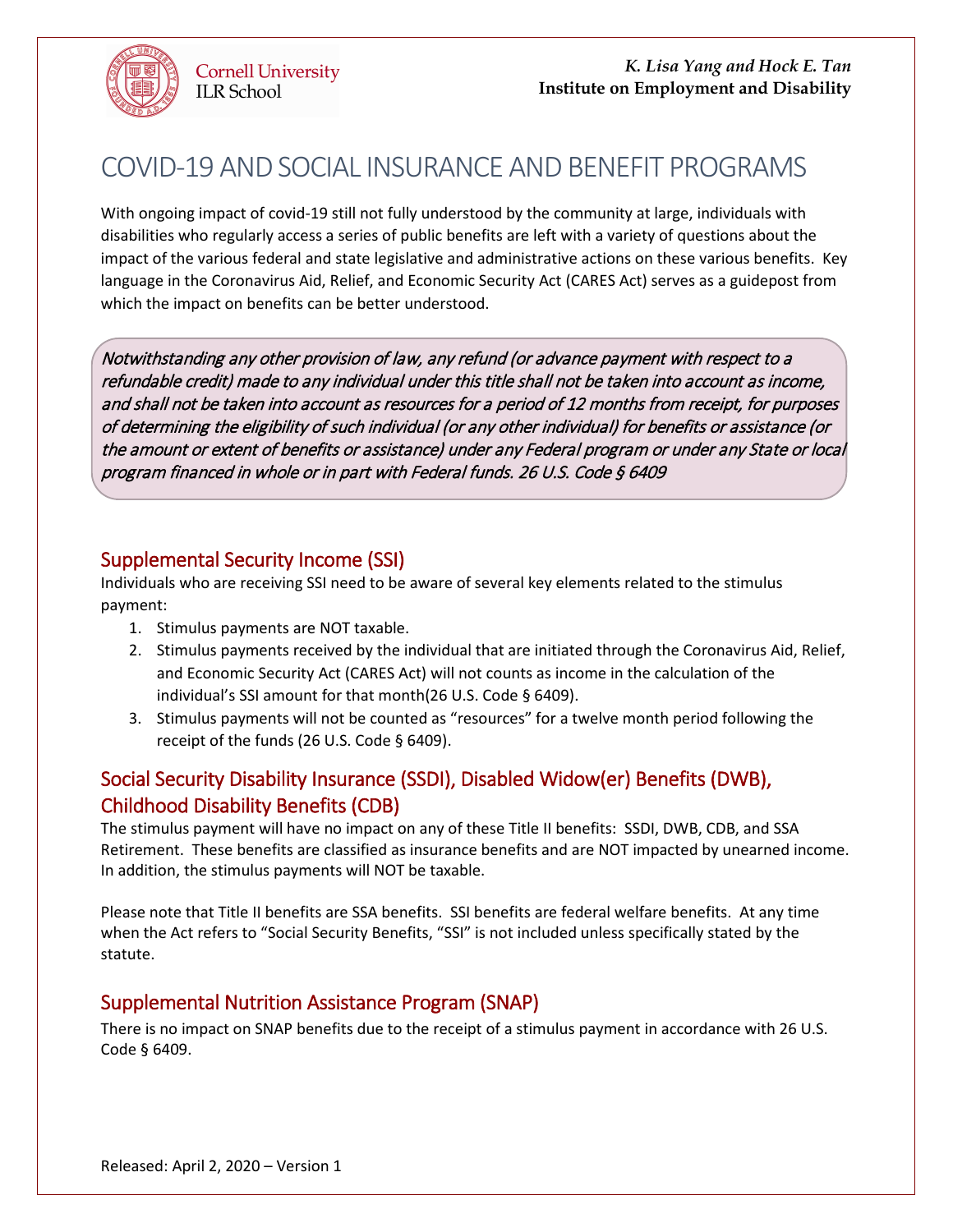Cornell University ILR School

*K. Lisa Yang and Hock E. Tan*
**Institute on Employment and Disability**

# COVID-19 AND SOCIAL INSURANCE AND BENEFIT PROGRAMS

With ongoing impact of covid-19 still not fully understood by the community at large, individuals with disabilities who regularly access a series of public benefits are left with a variety of questions about the impact of the various federal and state legislative and administrative actions on these various benefits. Key language in the Coronavirus Aid, Relief, and Economic Security Act (CARES Act) serves as a guidepost from which the impact on benefits can be better understood.

> *Notwithstanding any other provision of law, any refund (or advance payment with respect to a refundable credit) made to any individual under this title shall not be taken into account as income, and shall not be taken into account as resources for a period of 12 months from receipt, for purposes of determining the eligibility of such individual (or any other individual) for benefits or assistance (or the amount or extent of benefits or assistance) under any Federal program or under any State or local program financed in whole or in part with Federal funds. 26 U.S. Code § 6409*

## Supplemental Security Income (SSI)

Individuals who are receiving SSI need to be aware of several key elements related to the stimulus payment:

1. Stimulus payments are NOT taxable.
2. Stimulus payments received by the individual that are initiated through the Coronavirus Aid, Relief, and Economic Security Act (CARES Act) will not counts as income in the calculation of the individual's SSI amount for that month(26 U.S. Code § 6409).
3. Stimulus payments will not be counted as "resources" for a twelve month period following the receipt of the funds (26 U.S. Code § 6409).

## Social Security Disability Insurance (SSDI), Disabled Widow(er) Benefits (DWB), Childhood Disability Benefits (CDB)

The stimulus payment will have no impact on any of these Title II benefits: SSDI, DWB, CDB, and SSA Retirement. These benefits are classified as insurance benefits and are NOT impacted by unearned income. In addition, the stimulus payments will NOT be taxable.

Please note that Title II benefits are SSA benefits. SSI benefits are federal welfare benefits. At any time when the Act refers to "Social Security Benefits, "SSI" is not included unless specifically stated by the statute.

## Supplemental Nutrition Assistance Program (SNAP)

There is no impact on SNAP benefits due to the receipt of a stimulus payment in accordance with 26 U.S. Code § 6409.

Released: April 2, 2020 – Version 1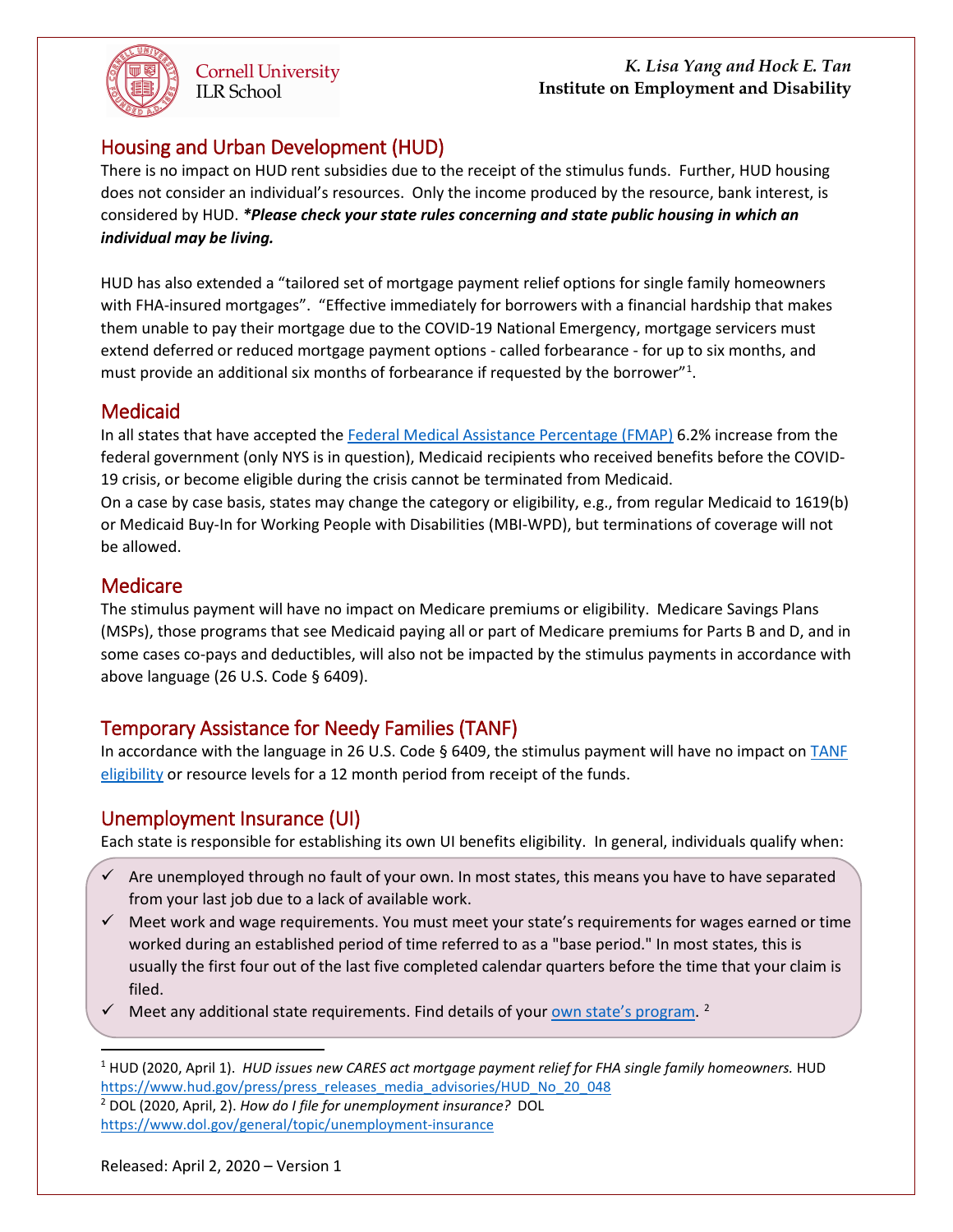## Housing and Urban Development (HUD)

There is no impact on HUD rent subsidies due to the receipt of the stimulus funds. Further, HUD housing does not consider an individual's resources. Only the income produced by the resource, bank interest, is considered by HUD. ***Please check your state rules concerning and state public housing in which an individual may be living.***

HUD has also extended a "tailored set of mortgage payment relief options for single family homeowners with FHA-insured mortgages". "Effective immediately for borrowers with a financial hardship that makes them unable to pay their mortgage due to the COVID-19 National Emergency, mortgage servicers must extend deferred or reduced mortgage payment options - called forbearance - for up to six months, and must provide an additional six months of forbearance if requested by the borrower"[1].

## Medicaid

In all states that have accepted the Federal Medical Assistance Percentage (FMAP) 6.2% increase from the federal government (only NYS is in question), Medicaid recipients who received benefits before the COVID-19 crisis, or become eligible during the crisis cannot be terminated from Medicaid.

On a case by case basis, states may change the category or eligibility, e.g., from regular Medicaid to 1619(b) or Medicaid Buy-In for Working People with Disabilities (MBI-WPD), but terminations of coverage will not be allowed.

## Medicare

The stimulus payment will have no impact on Medicare premiums or eligibility. Medicare Savings Plans (MSPs), those programs that see Medicaid paying all or part of Medicare premiums for Parts B and D, and in some cases co-pays and deductibles, will also not be impacted by the stimulus payments in accordance with above language (26 U.S. Code § 6409).

## Temporary Assistance for Needy Families (TANF)

In accordance with the language in 26 U.S. Code § 6409, the stimulus payment will have no impact on TANF eligibility or resource levels for a 12 month period from receipt of the funds.

## Unemployment Insurance (UI)

Each state is responsible for establishing its own UI benefits eligibility. In general, individuals qualify when:

- ✓ Are unemployed through no fault of your own. In most states, this means you have to have separated from your last job due to a lack of available work.
- ✓ Meet work and wage requirements. You must meet your state's requirements for wages earned or time worked during an established period of time referred to as a "base period." In most states, this is usually the first four out of the last five completed calendar quarters before the time that your claim is filed.
- ✓ Meet any additional state requirements. Find details of your own state's program. [2]

---

[1] HUD (2020, April 1). *HUD issues new CARES act mortgage payment relief for FHA single family homeowners.* HUD https://www.hud.gov/press/press_releases_media_advisories/HUD_No_20_048

[2] DOL (2020, April, 2). *How do I file for unemployment insurance?* DOL https://www.dol.gov/general/topic/unemployment-insurance

Released: April 2, 2020 – Version 1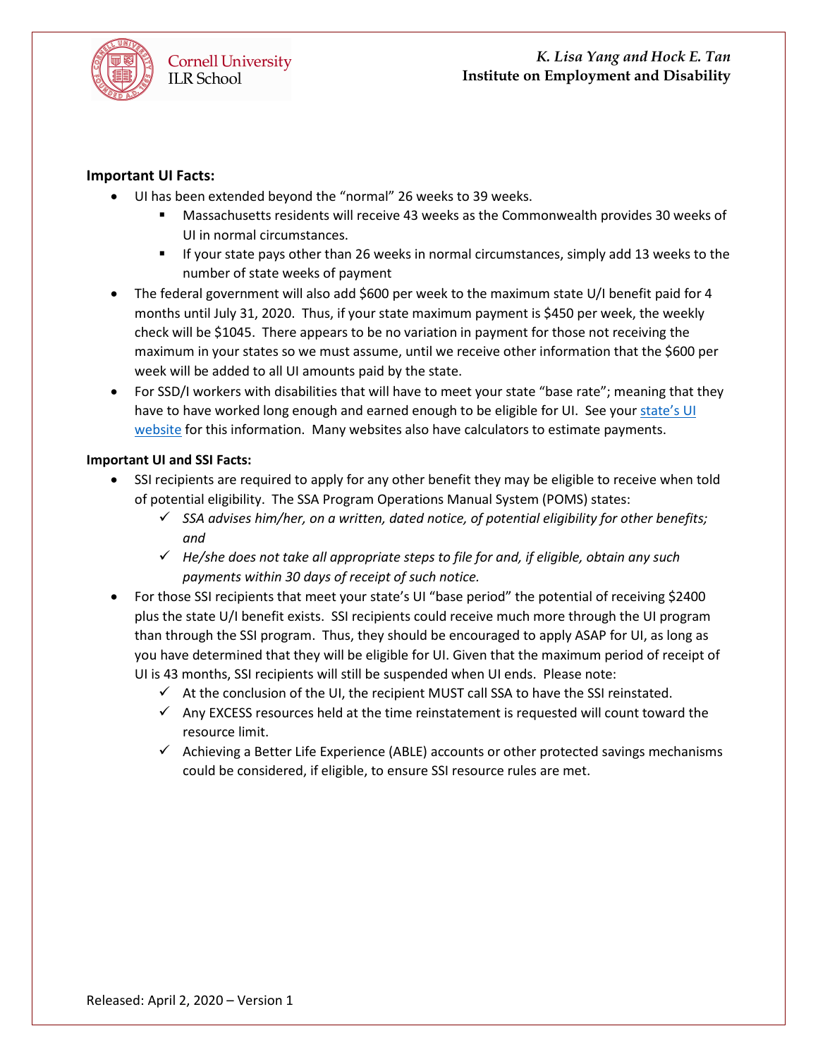**Important UI Facts:**

- UI has been extended beyond the "normal" 26 weeks to 39 weeks.
  - Massachusetts residents will receive 43 weeks as the Commonwealth provides 30 weeks of UI in normal circumstances.
  - If your state pays other than 26 weeks in normal circumstances, simply add 13 weeks to the number of state weeks of payment
- The federal government will also add $600 per week to the maximum state U/I benefit paid for 4 months until July 31, 2020. Thus, if your state maximum payment is $450 per week, the weekly check will be $1045. There appears to be no variation in payment for those not receiving the maximum in your states so we must assume, until we receive other information that the $600 per week will be added to all UI amounts paid by the state.
- For SSD/I workers with disabilities that will have to meet your state "base rate"; meaning that they have to have worked long enough and earned enough to be eligible for UI. See your [state's UI website](#) for this information. Many websites also have calculators to estimate payments.

**Important UI and SSI Facts:**

- SSI recipients are required to apply for any other benefit they may be eligible to receive when told of potential eligibility. The SSA Program Operations Manual System (POMS) states:
  - ✓ *SSA advises him/her, on a written, dated notice, of potential eligibility for other benefits; and*
  - ✓ *He/she does not take all appropriate steps to file for and, if eligible, obtain any such payments within 30 days of receipt of such notice.*
- For those SSI recipients that meet your state's UI "base period" the potential of receiving $2400 plus the state U/I benefit exists. SSI recipients could receive much more through the UI program than through the SSI program. Thus, they should be encouraged to apply ASAP for UI, as long as you have determined that they will be eligible for UI. Given that the maximum period of receipt of UI is 43 months, SSI recipients will still be suspended when UI ends. Please note:
  - ✓ At the conclusion of the UI, the recipient MUST call SSA to have the SSI reinstated.
  - ✓ Any EXCESS resources held at the time reinstatement is requested will count toward the resource limit.
  - ✓ Achieving a Better Life Experience (ABLE) accounts or other protected savings mechanisms could be considered, if eligible, to ensure SSI resource rules are met.

Released: April 2, 2020 – Version 1